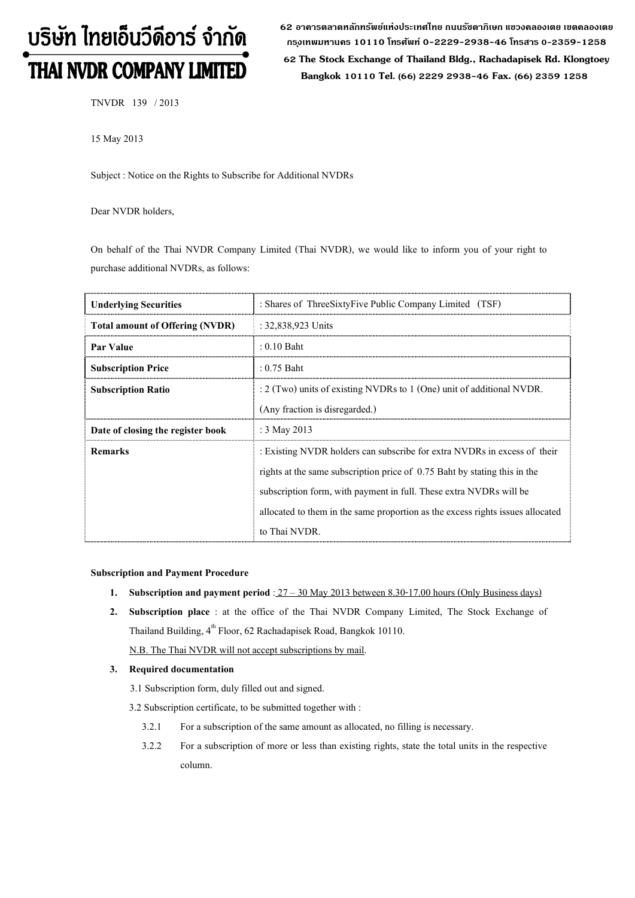# บริษัท ไทยเอ็นวีดีอาร์ จำกัด
# THAI NVDR COMPANY LIMITED

62 อาคารตลาดหลักทรัพย์แห่งประเทศไทย ถนนรัชดาภิเษก แขวงคลองเตย เขตคลองเตย กรุงเทพมหานคร 10110 โทรศัพท์ 0-2229-2938-46 โทรสาร 0-2359-1258
62 The Stock Exchange of Thailand Bldg., Rachadapisek Rd. Klongtoey Bangkok 10110 Tel. (66) 2229 2938-46 Fax. (66) 2359 1258

TNVDR 139 / 2013

15 May 2013

Subject : Notice on the Rights to Subscribe for Additional NVDRs

Dear NVDR holders,

On behalf of the Thai NVDR Company Limited (Thai NVDR), we would like to inform you of your right to purchase additional NVDRs, as follows:

| | |
|---|---|
| **Underlying Securities** | : Shares of ThreeSixtyFive Public Company Limited (TSF) |
| **Total amount of Offering (NVDR)** | : 32,838,923 Units |
| **Par Value** | : 0.10 Baht |
| **Subscription Price** | : 0.75 Baht |
| **Subscription Ratio** | : 2 (Two) units of existing NVDRs to 1 (One) unit of additional NVDR. (Any fraction is disregarded.) |
| **Date of closing the register book** | : 3 May 2013 |
| **Remarks** | : Existing NVDR holders can subscribe for extra NVDRs in excess of their rights at the same subscription price of 0.75 Baht by stating this in the subscription form, with payment in full. These extra NVDRs will be allocated to them in the same proportion as the excess rights issues allocated to Thai NVDR. |

**Subscription and Payment Procedure**

1. **Subscription and payment period** : 27 – 30 May 2013 between 8.30-17.00 hours (Only Business days)
2. **Subscription place** : at the office of the Thai NVDR Company Limited, The Stock Exchange of Thailand Building, 4th Floor, 62 Rachadapisek Road, Bangkok 10110.
   N.B. The Thai NVDR will not accept subscriptions by mail.
3. **Required documentation**
   3.1 Subscription form, duly filled out and signed.
   3.2 Subscription certificate, to be submitted together with :
      3.2.1 For a subscription of the same amount as allocated, no filling is necessary.
      3.2.2 For a subscription of more or less than existing rights, state the total units in the respective column.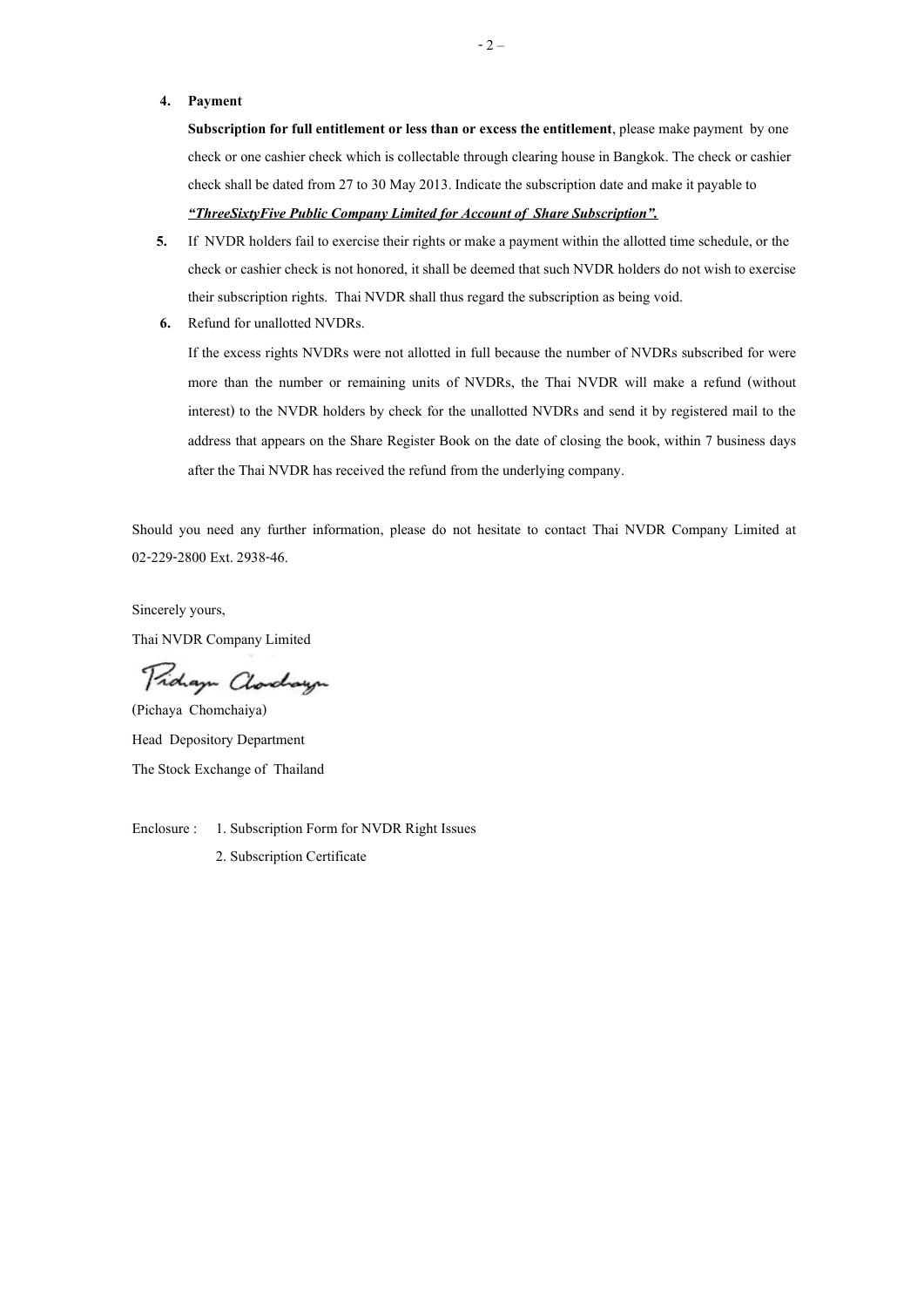4. **Payment**

   **Subscription for full entitlement or less than or excess the entitlement**, please make payment by one check or one cashier check which is collectable through clearing house in Bangkok. The check or cashier check shall be dated from 27 to 30 May 2013. Indicate the subscription date and make it payable to ***"ThreeSixtyFive Public Company Limited for Account of Share Subscription".***

5. If NVDR holders fail to exercise their rights or make a payment within the allotted time schedule, or the check or cashier check is not honored, it shall be deemed that such NVDR holders do not wish to exercise their subscription rights. Thai NVDR shall thus regard the subscription as being void.

6. Refund for unallotted NVDRs.

   If the excess rights NVDRs were not allotted in full because the number of NVDRs subscribed for were more than the number or remaining units of NVDRs, the Thai NVDR will make a refund (without interest) to the NVDR holders by check for the unallotted NVDRs and send it by registered mail to the address that appears on the Share Register Book on the date of closing the book, within 7 business days after the Thai NVDR has received the refund from the underlying company.

Should you need any further information, please do not hesitate to contact Thai NVDR Company Limited at 02-229-2800 Ext. 2938-46.

Sincerely yours,

Thai NVDR Company Limited

(Pichaya Chomchaiya)

Head Depository Department

The Stock Exchange of Thailand

Enclosure : 1. Subscription Form for NVDR Right Issues

2. Subscription Certificate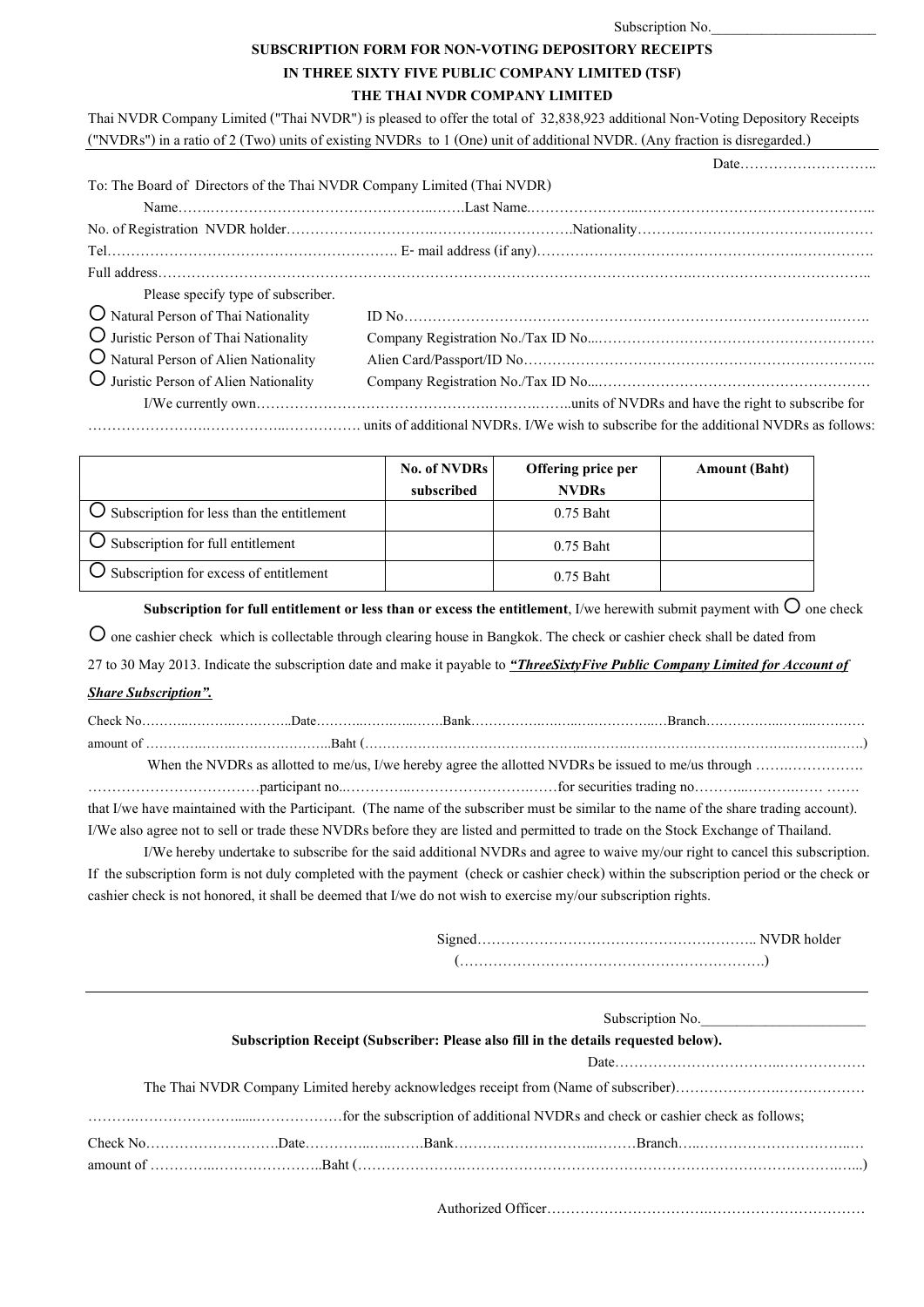Subscription No.______________________

**SUBSCRIPTION FORM FOR NON-VOTING DEPOSITORY RECEIPTS**

**IN THREE SIXTY FIVE PUBLIC COMPANY LIMITED (TSF)**

**THE THAI NVDR COMPANY LIMITED**

Thai NVDR Company Limited ("Thai NVDR") is pleased to offer the total of 32,838,923 additional Non-Voting Depository Receipts ("NVDRs") in a ratio of 2 (Two) units of existing NVDRs to 1 (One) unit of additional NVDR. (Any fraction is disregarded.)

Date………………………..

To: The Board of Directors of the Thai NVDR Company Limited (Thai NVDR)

Name……..…………………………………………..…….Last Name.…………………..…………………………………………..

No. of Registration NVDR holder……………………….……….…..…………….Nationality……….…………………………….………

Tel……………………………………………………. E- mail address (if any)…………………………………………………….……………

Full address……………………………………………………………………………………………………….……………………………..

Please specify type of subscriber.

○ Natural Person of Thai Nationality ID No……………………………………………………………………………….…….

○ Juristic Person of Thai Nationality Company Registration No./Tax ID No...……………………………………………………….

○ Natural Person of Alien Nationality Alien Card/Passport/ID No……………………………………………………………………..

○ Juristic Person of Alien Nationality Company Registration No./Tax ID No...……………………………………………………

I/We currently own……………………………………………..……….……..units of NVDRs and have the right to subscribe for ……………………..……………..……………. units of additional NVDRs. I/We wish to subscribe for the additional NVDRs as follows:

| | No. of NVDRs subscribed | Offering price per NVDRs | Amount (Baht) |
|---|---|---|---|
| ○ Subscription for less than the entitlement | | 0.75 Baht | |
| ○ Subscription for full entitlement | | 0.75 Baht | |
| ○ Subscription for excess of entitlement | | 0.75 Baht | |

**Subscription for full entitlement or less than or excess the entitlement**, I/we herewith submit payment with ○ one check ○ one cashier check which is collectable through clearing house in Bangkok. The check or cashier check shall be dated from 27 to 30 May 2013. Indicate the subscription date and make it payable to ***"ThreeSixtyFive Public Company Limited for Account of Share Subscription".***

Check No………..……….………..Date………..……..…….Bank…………….……..….………..…Branch……………..……..………… amount of ………….……..………………..Baht (…………………………………………..………..……………………….……….…….)

When the NVDRs as allotted to me/us, I/we hereby agree the allotted NVDRs be issued to me/us through …….…………….  ………………………………participant no..………….…….……………….……for securities trading no………..……….…… ……. that I/we have maintained with the Participant. (The name of the subscriber must be similar to the name of the share trading account). I/We also agree not to sell or trade these NVDRs before they are listed and permitted to trade on the Stock Exchange of Thailand.

I/We hereby undertake to subscribe for the said additional NVDRs and agree to waive my/our right to cancel this subscription. If the subscription form is not duly completed with the payment (check or cashier check) within the subscription period or the check or cashier check is not honored, it shall be deemed that I/we do not wish to exercise my/our subscription rights.

Signed………………………………………………….. NVDR holder

(……………………………………………………….)

---

Subscription No.______________________

**Subscription Receipt (Subscriber: Please also fill in the details requested below).**

Date……………………………..………………

The Thai NVDR Company Limited hereby acknowledges receipt from (Name of subscriber)…………………….………………

……….…………………......………………for the subscription of additional NVDRs and check or cashier check as follows;

Check No……………………….Date…………..…..…….Bank……….……………..………Branch…..…………………………..…

amount of …………..…………………..Baht (…………………..……………………………………………………………….…...)

Authorized Officer…………………………….……………………………